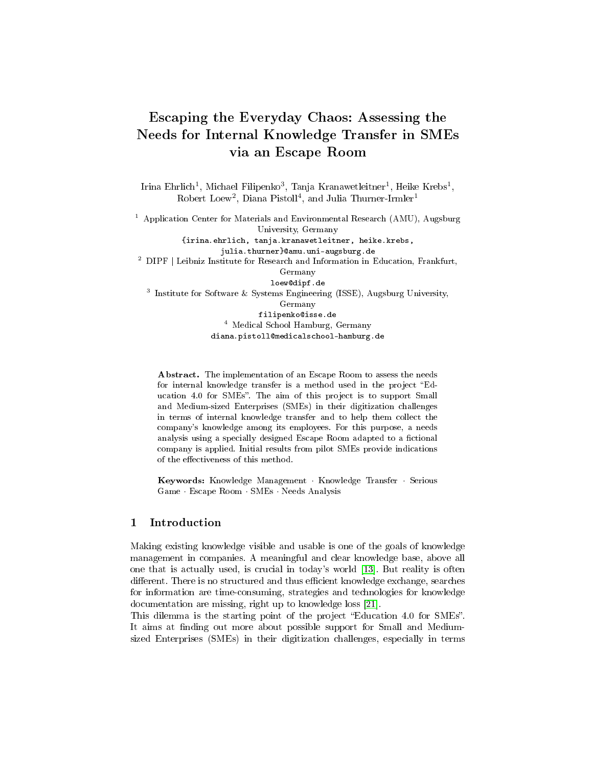# Escaping the Everyday Chaos: Assessing the Needs for Internal Knowledge Transfer in SMEs via an Escape Room

Irina Ehrlich[1], Michael Filipenko[3], Tanja Kranawetleitner[1], Heike Krebs[1], Robert Loew[2], Diana Pistoll[4], and Julia Thurner-Irmler[1]

[1] Application Center for Materials and Environmental Research (AMU), Augsburg University, Germany
{irina.ehrlich, tanja.kranawetleitner, heike.krebs, julia.thurner}@amu.uni-augsburg.de

[2] DIPF | Leibniz Institute for Research and Information in Education, Frankfurt, Germany
loew@dipf.de

[3] Institute for Software & Systems Engineering (ISSE), Augsburg University, Germany
filipenko@isse.de

[4] Medical School Hamburg, Germany
diana.pistoll@medicalschool-hamburg.de

**Abstract.** The implementation of an Escape Room to assess the needs for internal knowledge transfer is a method used in the project "Education 4.0 for SMEs". The aim of this project is to support Small and Medium-sized Enterprises (SMEs) in their digitization challenges in terms of internal knowledge transfer and to help them collect the company's knowledge among its employees. For this purpose, a needs analysis using a specially designed Escape Room adapted to a fictional company is applied. Initial results from pilot SMEs provide indications of the effectiveness of this method.

**Keywords:** Knowledge Management · Knowledge Transfer · Serious Game · Escape Room · SMEs · Needs Analysis

## 1 Introduction

Making existing knowledge visible and usable is one of the goals of knowledge management in companies. A meaningful and clear knowledge base, above all one that is actually used, is crucial in today's world [13]. But reality is often different. There is no structured and thus efficient knowledge exchange, searches for information are time-consuming, strategies and technologies for knowledge documentation are missing, right up to knowledge loss [21].

This dilemma is the starting point of the project "Education 4.0 for SMEs". It aims at finding out more about possible support for Small and Medium-sized Enterprises (SMEs) in their digitization challenges, especially in terms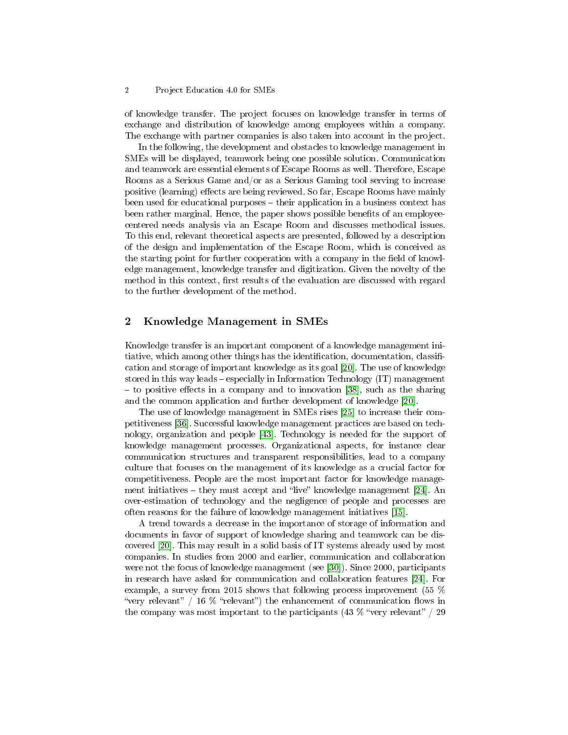of knowledge transfer. The project focuses on knowledge transfer in terms of exchange and distribution of knowledge among employees within a company. The exchange with partner companies is also taken into account in the project.

In the following, the development and obstacles to knowledge management in SMEs will be displayed, teamwork being one possible solution. Communication and teamwork are essential elements of Escape Rooms as well. Therefore, Escape Rooms as a Serious Game and/or as a Serious Gaming tool serving to increase positive (learning) effects are being reviewed. So far, Escape Rooms have mainly been used for educational purposes – their application in a business context has been rather marginal. Hence, the paper shows possible benefits of an employee-centered needs analysis via an Escape Room and discusses methodical issues. To this end, relevant theoretical aspects are presented, followed by a description of the design and implementation of the Escape Room, which is conceived as the starting point for further cooperation with a company in the field of knowledge management, knowledge transfer and digitization. Given the novelty of the method in this context, first results of the evaluation are discussed with regard to the further development of the method.

## 2 Knowledge Management in SMEs

Knowledge transfer is an important component of a knowledge management initiative, which among other things has the identification, documentation, classification and storage of important knowledge as its goal [20]. The use of knowledge stored in this way leads – especially in Information Technology (IT) management – to positive effects in a company and to innovation [38], such as the sharing and the common application and further development of knowledge [20].

The use of knowledge management in SMEs rises [25] to increase their competitiveness [36]. Successful knowledge management practices are based on technology, organization and people [43]. Technology is needed for the support of knowledge management processes. Organizational aspects, for instance clear communication structures and transparent responsibilities, lead to a company culture that focuses on the management of its knowledge as a crucial factor for competitiveness. People are the most important factor for knowledge management initiatives – they must accept and "live" knowledge management [24]. An over-estimation of technology and the negligence of people and processes are often reasons for the failure of knowledge management initiatives [15].

A trend towards a decrease in the importance of storage of information and documents in favor of support of knowledge sharing and teamwork can be discovered [20]. This may result in a solid basis of IT systems already used by most companies. In studies from 2000 and earlier, communication and collaboration were not the focus of knowledge management (see [30]). Since 2000, participants in research have asked for communication and collaboration features [24]. For example, a survey from 2015 shows that following process improvement (55 % "very relevant" / 16 % "relevant") the enhancement of communication flows in the company was most important to the participants (43 % "very relevant" / 29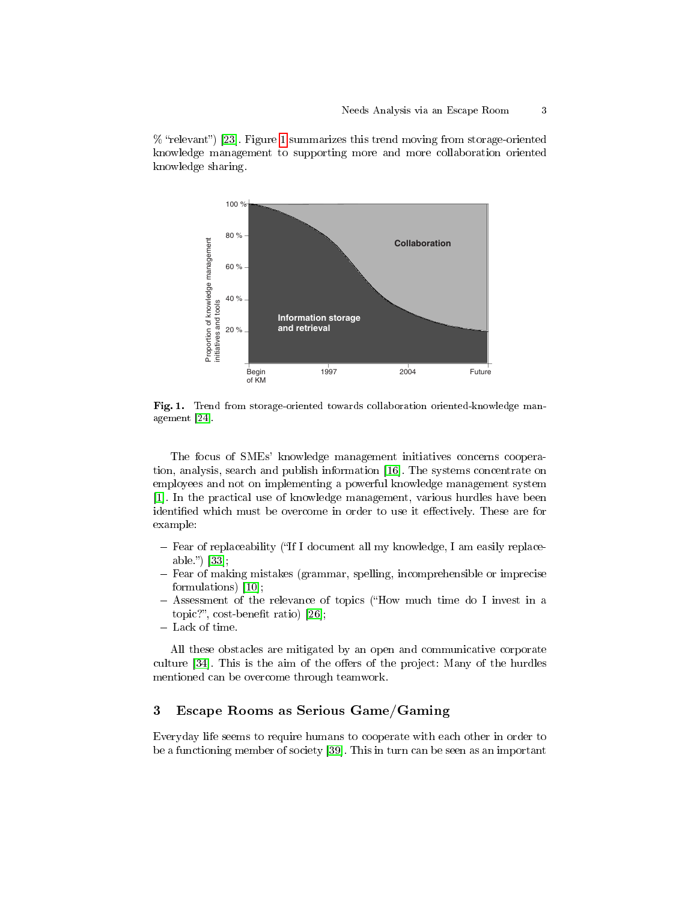% “relevant”) [23]. Figure 1 summarizes this trend moving from storage-oriented knowledge management to supporting more and more collaboration oriented knowledge sharing.

Fig. 1. Trend from storage-oriented towards collaboration oriented-knowledge management [24].

The focus of SMEs’ knowledge management initiatives concerns cooperation, analysis, search and publish information [16]. The systems concentrate on employees and not on implementing a powerful knowledge management system [1]. In the practical use of knowledge management, various hurdles have been identified which must be overcome in order to use it effectively. These are for example:

- Fear of replaceability (“If I document all my knowledge, I am easily replaceable.”) [33];
- Fear of making mistakes (grammar, spelling, incomprehensible or imprecise formulations) [10];
- Assessment of the relevance of topics (“How much time do I invest in a topic?”, cost-benefit ratio) [26];
- Lack of time.

All these obstacles are mitigated by an open and communicative corporate culture [34]. This is the aim of the offers of the project: Many of the hurdles mentioned can be overcome through teamwork.

## 3 Escape Rooms as Serious Game/Gaming

Everyday life seems to require humans to cooperate with each other in order to be a functioning member of society [39]. This in turn can be seen as an important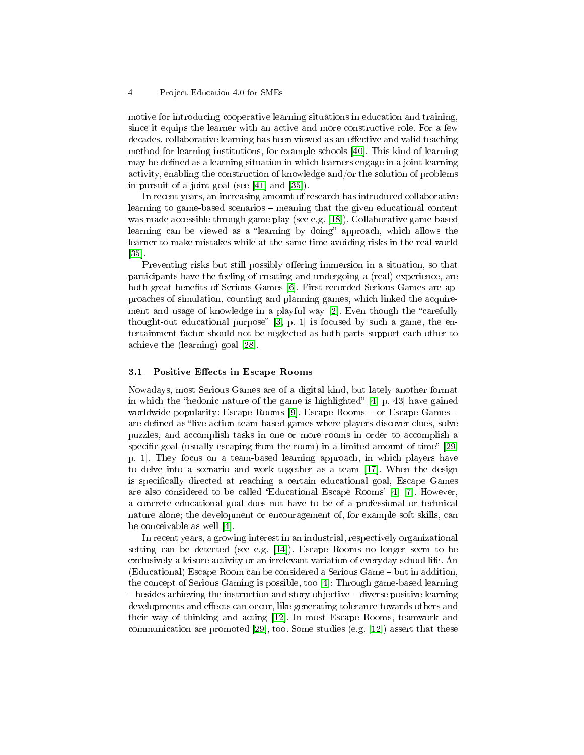motive for introducing cooperative learning situations in education and training, since it equips the learner with an active and more constructive role. For a few decades, collaborative learning has been viewed as an effective and valid teaching method for learning institutions, for example schools [40]. This kind of learning may be defined as a learning situation in which learners engage in a joint learning activity, enabling the construction of knowledge and/or the solution of problems in pursuit of a joint goal (see [41] and [35]).

In recent years, an increasing amount of research has introduced collaborative learning to game-based scenarios – meaning that the given educational content was made accessible through game play (see e.g. [18]). Collaborative game-based learning can be viewed as a "learning by doing" approach, which allows the learner to make mistakes while at the same time avoiding risks in the real-world [35].

Preventing risks but still possibly offering immersion in a situation, so that participants have the feeling of creating and undergoing a (real) experience, are both great benefits of Serious Games [6]. First recorded Serious Games are approaches of simulation, counting and planning games, which linked the acquirement and usage of knowledge in a playful way [2]. Even though the "carefully thought-out educational purpose" [3, p. 1] is focused by such a game, the entertainment factor should not be neglected as both parts support each other to achieve the (learning) goal [28].

### 3.1 Positive Effects in Escape Rooms

Nowadays, most Serious Games are of a digital kind, but lately another format in which the "hedonic nature of the game is highlighted" [4, p. 43] have gained worldwide popularity: Escape Rooms [9]. Escape Rooms – or Escape Games – are defined as "live-action team-based games where players discover clues, solve puzzles, and accomplish tasks in one or more rooms in order to accomplish a specific goal (usually escaping from the room) in a limited amount of time" [29, p. 1]. They focus on a team-based learning approach, in which players have to delve into a scenario and work together as a team [17]. When the design is specifically directed at reaching a certain educational goal, Escape Games are also considered to be called 'Educational Escape Rooms' [4] [7]. However, a concrete educational goal does not have to be of a professional or technical nature alone; the development or encouragement of, for example soft skills, can be conceivable as well [4].

In recent years, a growing interest in an industrial, respectively organizational setting can be detected (see e.g. [14]). Escape Rooms no longer seem to be exclusively a leisure activity or an irrelevant variation of everyday school life. An (Educational) Escape Room can be considered a Serious Game – but in addition, the concept of Serious Gaming is possible, too [4]: Through game-based learning – besides achieving the instruction and story objective – diverse positive learning developments and effects can occur, like generating tolerance towards others and their way of thinking and acting [12]. In most Escape Rooms, teamwork and communication are promoted [29], too. Some studies (e.g. [12]) assert that these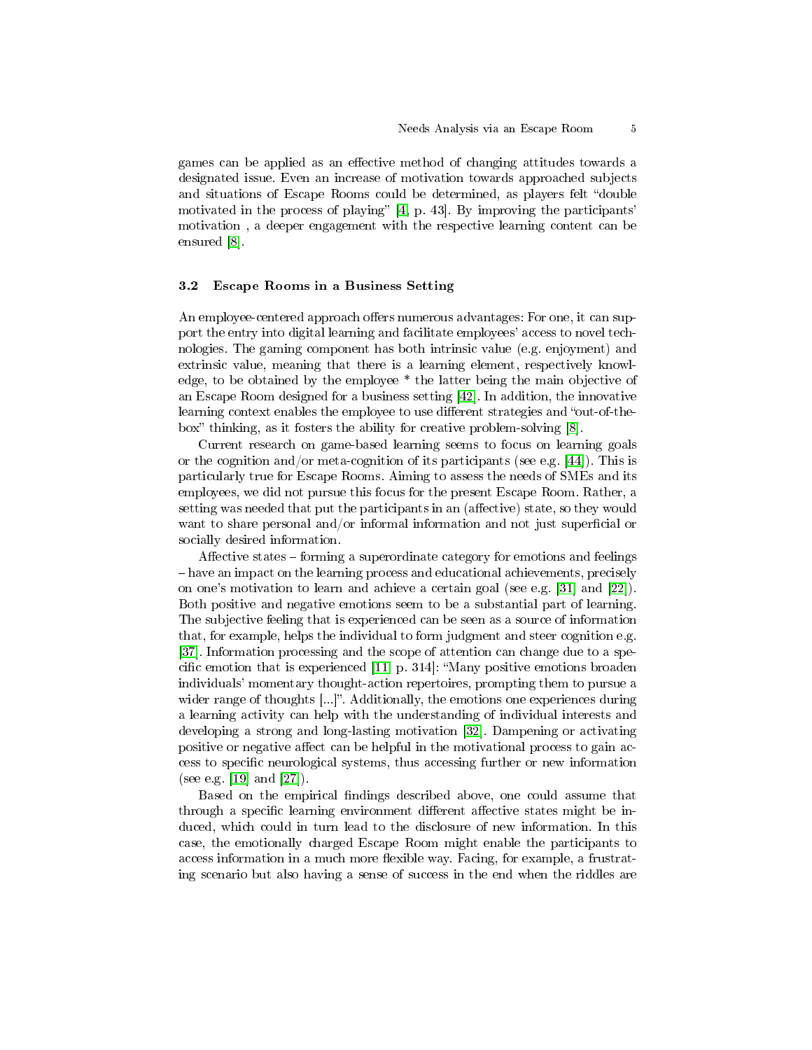games can be applied as an effective method of changing attitudes towards a designated issue. Even an increase of motivation towards approached subjects and situations of Escape Rooms could be determined, as players felt "double motivated in the process of playing" [4, p. 43]. By improving the participants' motivation , a deeper engagement with the respective learning content can be ensured [8].

### 3.2 Escape Rooms in a Business Setting

An employee-centered approach offers numerous advantages: For one, it can support the entry into digital learning and facilitate employees' access to novel technologies. The gaming component has both intrinsic value (e.g. enjoyment) and extrinsic value, meaning that there is a learning element, respectively knowledge, to be obtained by the employee * the latter being the main objective of an Escape Room designed for a business setting [42]. In addition, the innovative learning context enables the employee to use different strategies and "out-of-the-box" thinking, as it fosters the ability for creative problem-solving [8].

Current research on game-based learning seems to focus on learning goals or the cognition and/or meta-cognition of its participants (see e.g. [44]). This is particularly true for Escape Rooms. Aiming to assess the needs of SMEs and its employees, we did not pursue this focus for the present Escape Room. Rather, a setting was needed that put the participants in an (affective) state, so they would want to share personal and/or informal information and not just superficial or socially desired information.

Affective states – forming a superordinate category for emotions and feelings – have an impact on the learning process and educational achievements, precisely on one's motivation to learn and achieve a certain goal (see e.g. [31] and [22]). Both positive and negative emotions seem to be a substantial part of learning. The subjective feeling that is experienced can be seen as a source of information that, for example, helps the individual to form judgment and steer cognition e.g. [37]. Information processing and the scope of attention can change due to a specific emotion that is experienced [11, p. 314]: "Many positive emotions broaden individuals' momentary thought-action repertoires, prompting them to pursue a wider range of thoughts [...]". Additionally, the emotions one experiences during a learning activity can help with the understanding of individual interests and developing a strong and long-lasting motivation [32]. Dampening or activating positive or negative affect can be helpful in the motivational process to gain access to specific neurological systems, thus accessing further or new information (see e.g. [19] and [27]).

Based on the empirical findings described above, one could assume that through a specific learning environment different affective states might be induced, which could in turn lead to the disclosure of new information. In this case, the emotionally charged Escape Room might enable the participants to access information in a much more flexible way. Facing, for example, a frustrating scenario but also having a sense of success in the end when the riddles are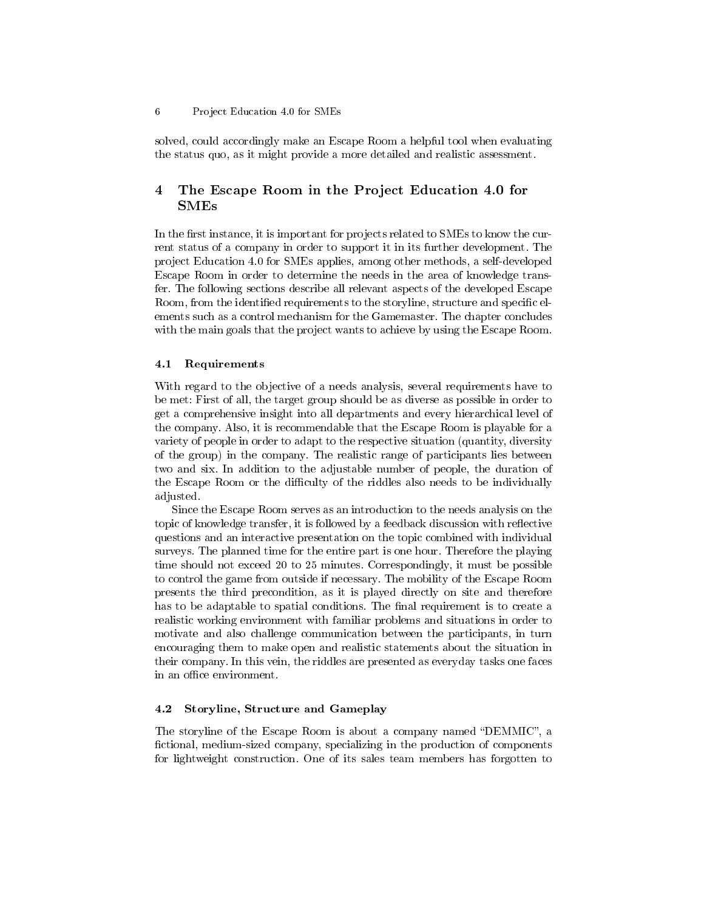solved, could accordingly make an Escape Room a helpful tool when evaluating the status quo, as it might provide a more detailed and realistic assessment.

## 4 The Escape Room in the Project Education 4.0 for SMEs

In the first instance, it is important for projects related to SMEs to know the current status of a company in order to support it in its further development. The project Education 4.0 for SMEs applies, among other methods, a self-developed Escape Room in order to determine the needs in the area of knowledge transfer. The following sections describe all relevant aspects of the developed Escape Room, from the identified requirements to the storyline, structure and specific elements such as a control mechanism for the Gamemaster. The chapter concludes with the main goals that the project wants to achieve by using the Escape Room.

### 4.1 Requirements

With regard to the objective of a needs analysis, several requirements have to be met: First of all, the target group should be as diverse as possible in order to get a comprehensive insight into all departments and every hierarchical level of the company. Also, it is recommendable that the Escape Room is playable for a variety of people in order to adapt to the respective situation (quantity, diversity of the group) in the company. The realistic range of participants lies between two and six. In addition to the adjustable number of people, the duration of the Escape Room or the difficulty of the riddles also needs to be individually adjusted.

Since the Escape Room serves as an introduction to the needs analysis on the topic of knowledge transfer, it is followed by a feedback discussion with reflective questions and an interactive presentation on the topic combined with individual surveys. The planned time for the entire part is one hour. Therefore the playing time should not exceed 20 to 25 minutes. Correspondingly, it must be possible to control the game from outside if necessary. The mobility of the Escape Room presents the third precondition, as it is played directly on site and therefore has to be adaptable to spatial conditions. The final requirement is to create a realistic working environment with familiar problems and situations in order to motivate and also challenge communication between the participants, in turn encouraging them to make open and realistic statements about the situation in their company. In this vein, the riddles are presented as everyday tasks one faces in an office environment.

### 4.2 Storyline, Structure and Gameplay

The storyline of the Escape Room is about a company named "DEMMIC", a fictional, medium-sized company, specializing in the production of components for lightweight construction. One of its sales team members has forgotten to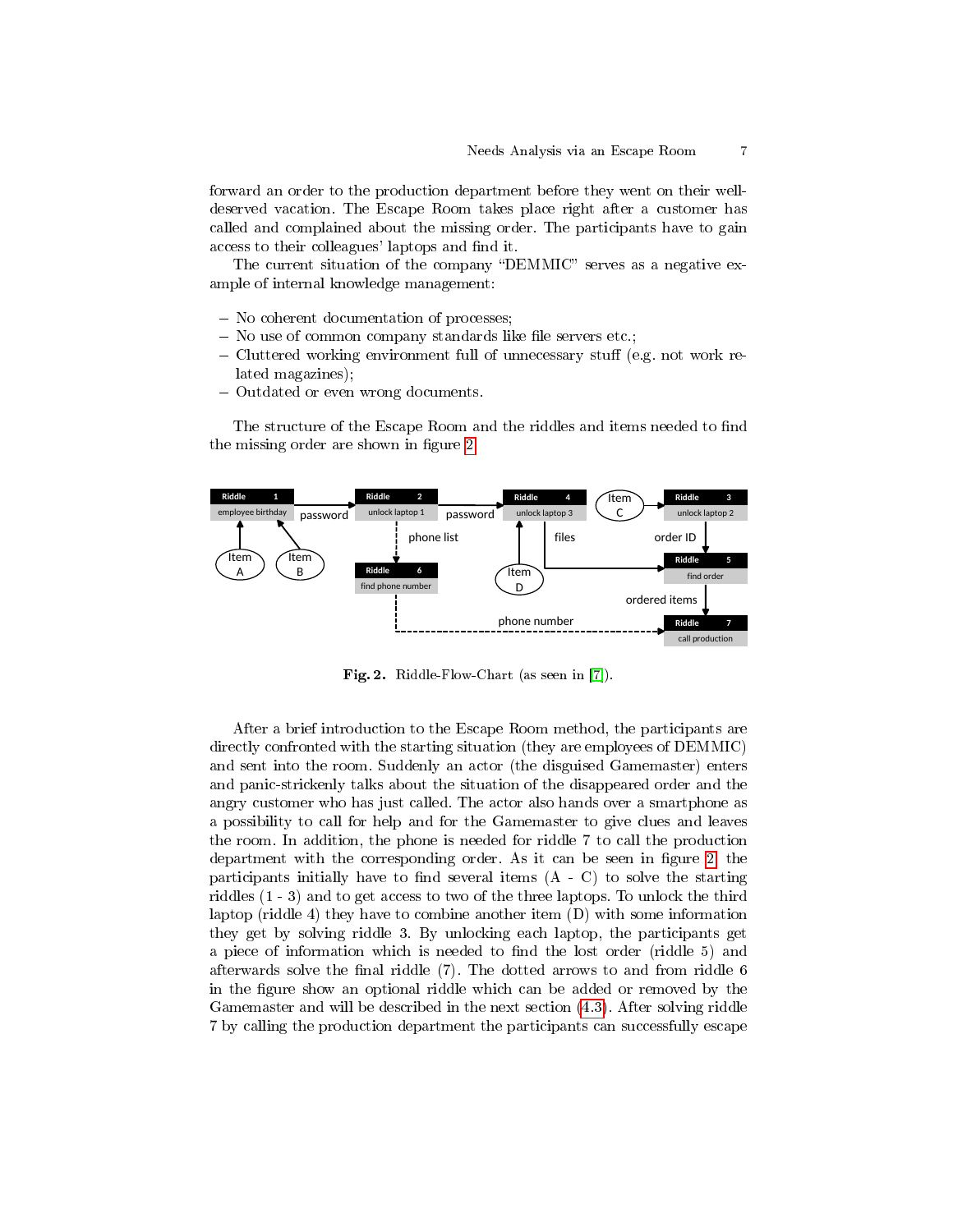forward an order to the production department before they went on their well-deserved vacation. The Escape Room takes place right after a customer has called and complained about the missing order. The participants have to gain access to their colleagues' laptops and find it.

The current situation of the company "DEMMIC" serves as a negative example of internal knowledge management:

- No coherent documentation of processes;
- No use of common company standards like file servers etc.;
- Cluttered working environment full of unnecessary stuff (e.g. not work related magazines);
- Outdated or even wrong documents.

The structure of the Escape Room and the riddles and items needed to find the missing order are shown in figure 2.

**Fig. 2.** Riddle-Flow-Chart (as seen in [7]).

After a brief introduction to the Escape Room method, the participants are directly confronted with the starting situation (they are employees of DEMMIC) and sent into the room. Suddenly an actor (the disguised Gamemaster) enters and panic-strickenly talks about the situation of the disappeared order and the angry customer who has just called. The actor also hands over a smartphone as a possibility to call for help and for the Gamemaster to give clues and leaves the room. In addition, the phone is needed for riddle 7 to call the production department with the corresponding order. As it can be seen in figure 2, the participants initially have to find several items (A - C) to solve the starting riddles (1 - 3) and to get access to two of the three laptops. To unlock the third laptop (riddle 4) they have to combine another item (D) with some information they get by solving riddle 3. By unlocking each laptop, the participants get a piece of information which is needed to find the lost order (riddle 5) and afterwards solve the final riddle (7). The dotted arrows to and from riddle 6 in the figure show an optional riddle which can be added or removed by the Gamemaster and will be described in the next section (4.3). After solving riddle 7 by calling the production department the participants can successfully escape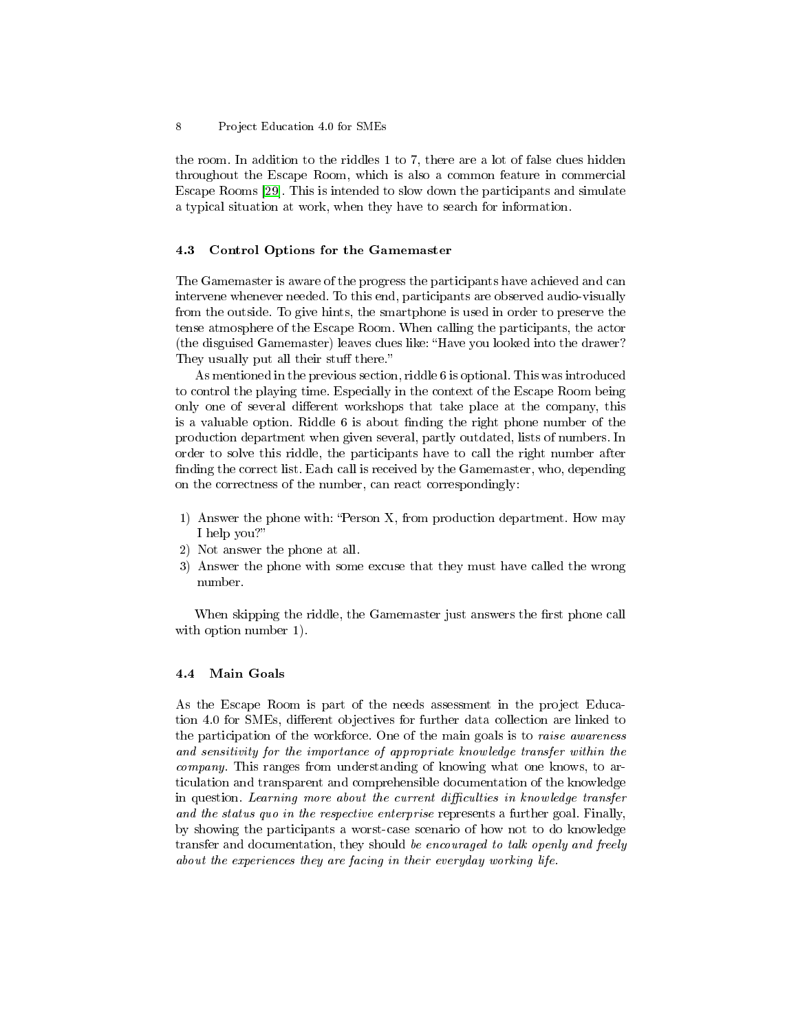the room. In addition to the riddles 1 to 7, there are a lot of false clues hidden throughout the Escape Room, which is also a common feature in commercial Escape Rooms [29]. This is intended to slow down the participants and simulate a typical situation at work, when they have to search for information.

### 4.3 Control Options for the Gamemaster

The Gamemaster is aware of the progress the participants have achieved and can intervene whenever needed. To this end, participants are observed audio-visually from the outside. To give hints, the smartphone is used in order to preserve the tense atmosphere of the Escape Room. When calling the participants, the actor (the disguised Gamemaster) leaves clues like: "Have you looked into the drawer? They usually put all their stuff there."

As mentioned in the previous section, riddle 6 is optional. This was introduced to control the playing time. Especially in the context of the Escape Room being only one of several different workshops that take place at the company, this is a valuable option. Riddle 6 is about finding the right phone number of the production department when given several, partly outdated, lists of numbers. In order to solve this riddle, the participants have to call the right number after finding the correct list. Each call is received by the Gamemaster, who, depending on the correctness of the number, can react correspondingly:

1) Answer the phone with: "Person X, from production department. How may I help you?"
2) Not answer the phone at all.
3) Answer the phone with some excuse that they must have called the wrong number.

When skipping the riddle, the Gamemaster just answers the first phone call with option number 1).

### 4.4 Main Goals

As the Escape Room is part of the needs assessment in the project Education 4.0 for SMEs, different objectives for further data collection are linked to the participation of the workforce. One of the main goals is to *raise awareness and sensitivity for the importance of appropriate knowledge transfer within the company.* This ranges from understanding of knowing what one knows, to articulation and transparent and comprehensible documentation of the knowledge in question. *Learning more about the current difficulties in knowledge transfer and the status quo in the respective enterprise* represents a further goal. Finally, by showing the participants a worst-case scenario of how not to do knowledge transfer and documentation, they should *be encouraged to talk openly and freely about the experiences they are facing in their everyday working life.*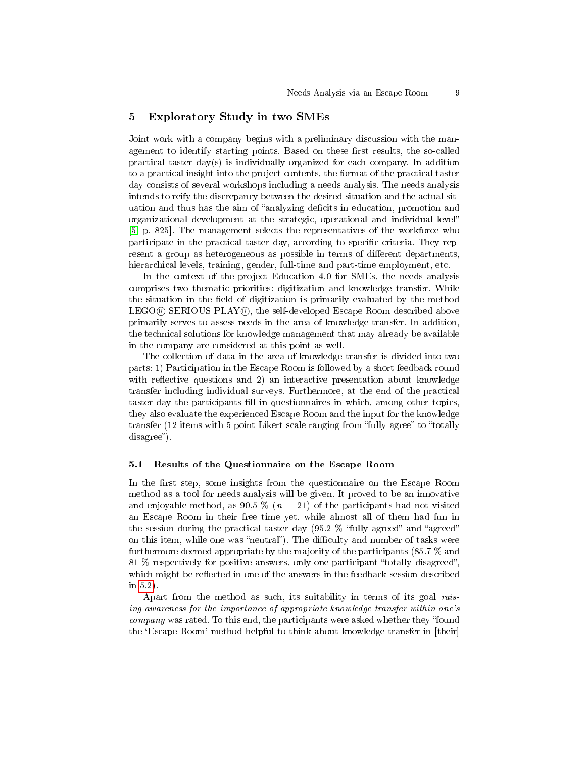## 5 Exploratory Study in two SMEs

Joint work with a company begins with a preliminary discussion with the management to identify starting points. Based on these first results, the so-called practical taster day(s) is individually organized for each company. In addition to a practical insight into the project contents, the format of the practical taster day consists of several workshops including a needs analysis. The needs analysis intends to reify the discrepancy between the desired situation and the actual situation and thus has the aim of "analyzing deficits in education, promotion and organizational development at the strategic, operational and individual level" [5] p. 825]. The management selects the representatives of the workforce who participate in the practical taster day, according to specific criteria. They represent a group as heterogeneous as possible in terms of different departments, hierarchical levels, training, gender, full-time and part-time employment, etc.

In the context of the project Education 4.0 for SMEs, the needs analysis comprises two thematic priorities: digitization and knowledge transfer. While the situation in the field of digitization is primarily evaluated by the method LEGO® SERIOUS PLAY®, the self-developed Escape Room described above primarily serves to assess needs in the area of knowledge transfer. In addition, the technical solutions for knowledge management that may already be available in the company are considered at this point as well.

The collection of data in the area of knowledge transfer is divided into two parts: 1) Participation in the Escape Room is followed by a short feedback round with reflective questions and 2) an interactive presentation about knowledge transfer including individual surveys. Furthermore, at the end of the practical taster day the participants fill in questionnaires in which, among other topics, they also evaluate the experienced Escape Room and the input for the knowledge transfer (12 items with 5 point Likert scale ranging from "fully agree" to "totally disagree").

### 5.1 Results of the Questionnaire on the Escape Room

In the first step, some insights from the questionnaire on the Escape Room method as a tool for needs analysis will be given. It proved to be an innovative and enjoyable method, as 90.5 % ($n = 21$) of the participants had not visited an Escape Room in their free time yet, while almost all of them had fun in the session during the practical taster day (95.2 % "fully agreed" and "agreed" on this item, while one was "neutral"). The difficulty and number of tasks were furthermore deemed appropriate by the majority of the participants (85.7 % and 81 % respectively for positive answers, only one participant "totally disagreed", which might be reflected in one of the answers in the feedback session described in 5.2).

Apart from the method as such, its suitability in terms of its goal *raising awareness for the importance of appropriate knowledge transfer within one's company* was rated. To this end, the participants were asked whether they "found the 'Escape Room' method helpful to think about knowledge transfer in [their]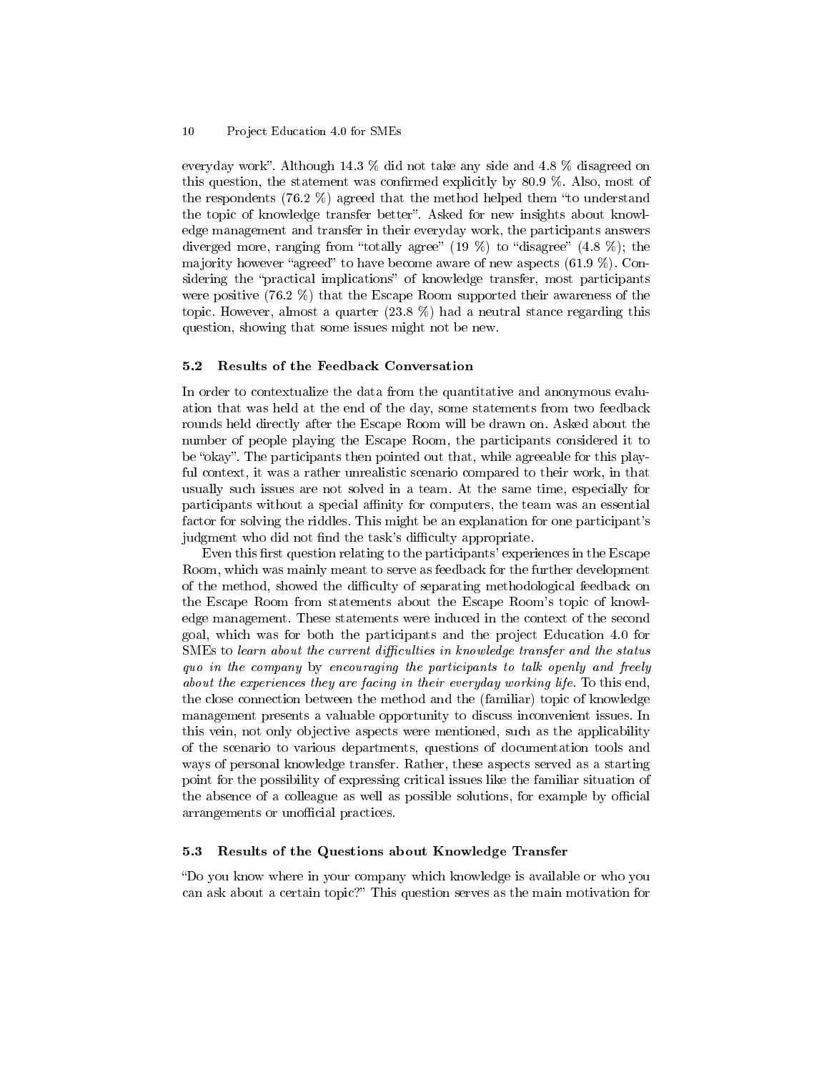everyday work". Although 14.3 % did not take any side and 4.8 % disagreed on this question, the statement was confirmed explicitly by 80.9 %. Also, most of the respondents (76.2 %) agreed that the method helped them "to understand the topic of knowledge transfer better". Asked for new insights about knowledge management and transfer in their everyday work, the participants answers diverged more, ranging from "totally agree" (19 %) to "disagree" (4.8 %); the majority however "agreed" to have become aware of new aspects (61.9 %). Considering the "practical implications" of knowledge transfer, most participants were positive (76.2 %) that the Escape Room supported their awareness of the topic. However, almost a quarter (23.8 %) had a neutral stance regarding this question, showing that some issues might not be new.

### 5.2 Results of the Feedback Conversation

In order to contextualize the data from the quantitative and anonymous evaluation that was held at the end of the day, some statements from two feedback rounds held directly after the Escape Room will be drawn on. Asked about the number of people playing the Escape Room, the participants considered it to be "okay". The participants then pointed out that, while agreeable for this playful context, it was a rather unrealistic scenario compared to their work, in that usually such issues are not solved in a team. At the same time, especially for participants without a special affinity for computers, the team was an essential factor for solving the riddles. This might be an explanation for one participant's judgment who did not find the task's difficulty appropriate.

Even this first question relating to the participants' experiences in the Escape Room, which was mainly meant to serve as feedback for the further development of the method, showed the difficulty of separating methodological feedback on the Escape Room from statements about the Escape Room's topic of knowledge management. These statements were induced in the context of the second goal, which was for both the participants and the project Education 4.0 for SMEs to *learn about the current difficulties in knowledge transfer and the status quo in the company* by *encouraging the participants to talk openly and freely about the experiences they are facing in their everyday working life*. To this end, the close connection between the method and the (familiar) topic of knowledge management presents a valuable opportunity to discuss inconvenient issues. In this vein, not only objective aspects were mentioned, such as the applicability of the scenario to various departments, questions of documentation tools and ways of personal knowledge transfer. Rather, these aspects served as a starting point for the possibility of expressing critical issues like the familiar situation of the absence of a colleague as well as possible solutions, for example by official arrangements or unofficial practices.

### 5.3 Results of the Questions about Knowledge Transfer

"Do you know where in your company which knowledge is available or who you can ask about a certain topic?" This question serves as the main motivation for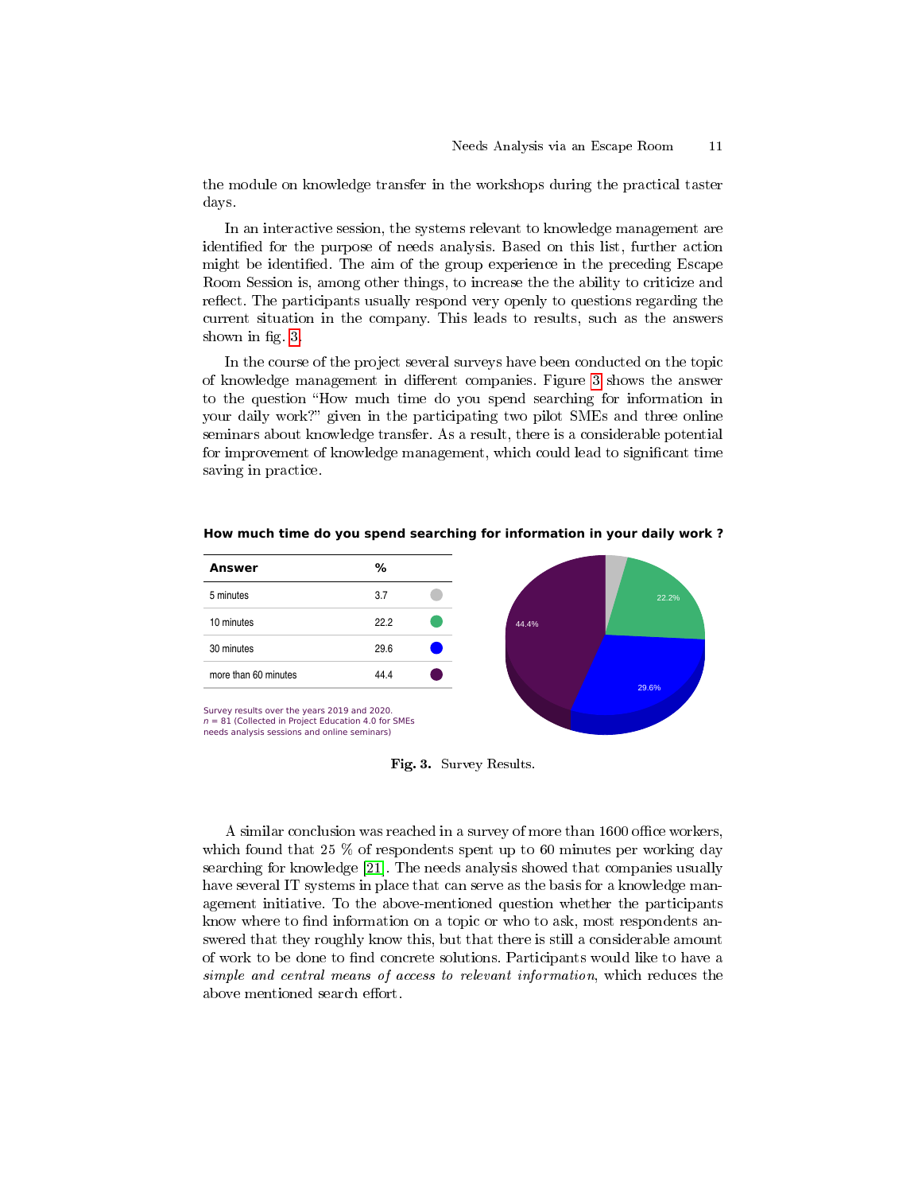the module on knowledge transfer in the workshops during the practical taster days.

In an interactive session, the systems relevant to knowledge management are identified for the purpose of needs analysis. Based on this list, further action might be identified. The aim of the group experience in the preceding Escape Room Session is, among other things, to increase the the ability to criticize and reflect. The participants usually respond very openly to questions regarding the current situation in the company. This leads to results, such as the answers shown in fig. 3.

In the course of the project several surveys have been conducted on the topic of knowledge management in different companies. Figure 3 shows the answer to the question "How much time do you spend searching for information in your daily work?" given in the participating two pilot SMEs and three online seminars about knowledge transfer. As a result, there is a considerable potential for improvement of knowledge management, which could lead to significant time saving in practice.

**How much time do you spend searching for information in your daily work ?**

| Answer | % |
|---|---|
| 5 minutes | 3.7 |
| 10 minutes | 22.2 |
| 30 minutes | 29.6 |
| more than 60 minutes | 44.4 |

Survey results over the years 2019 and 2020.
*n* = 81 (Collected in Project Education 4.0 for SMEs needs analysis sessions and online seminars)

**Fig. 3.** Survey Results.

A similar conclusion was reached in a survey of more than 1600 office workers, which found that 25 % of respondents spent up to 60 minutes per working day searching for knowledge [21]. The needs analysis showed that companies usually have several IT systems in place that can serve as the basis for a knowledge management initiative. To the above-mentioned question whether the participants know where to find information on a topic or who to ask, most respondents answered that they roughly know this, but that there is still a considerable amount of work to be done to find concrete solutions. Participants would like to have a *simple and central means of access to relevant information*, which reduces the above mentioned search effort.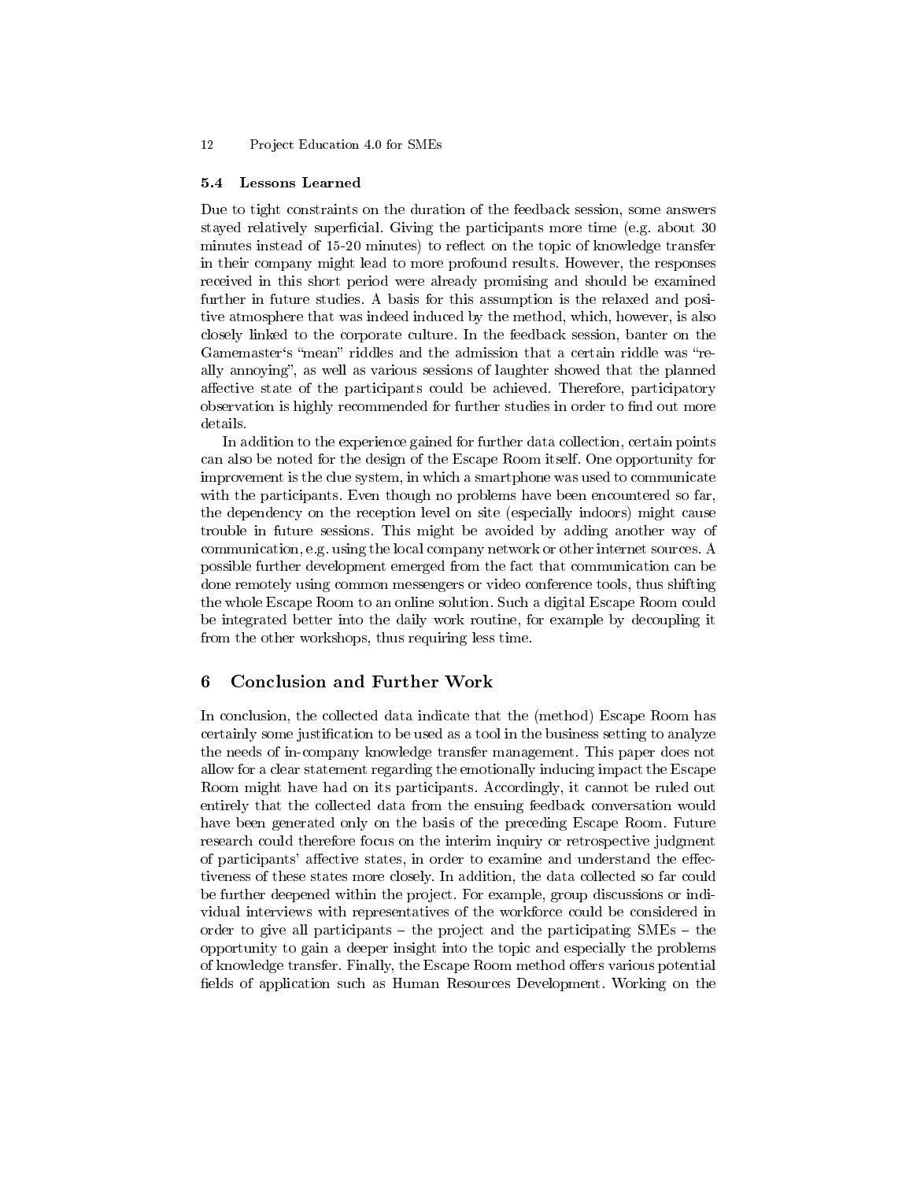### 5.4 Lessons Learned

Due to tight constraints on the duration of the feedback session, some answers stayed relatively superficial. Giving the participants more time (e.g. about 30 minutes instead of 15-20 minutes) to reflect on the topic of knowledge transfer in their company might lead to more profound results. However, the responses received in this short period were already promising and should be examined further in future studies. A basis for this assumption is the relaxed and positive atmosphere that was indeed induced by the method, which, however, is also closely linked to the corporate culture. In the feedback session, banter on the Gamemaster's "mean" riddles and the admission that a certain riddle was "really annoying", as well as various sessions of laughter showed that the planned affective state of the participants could be achieved. Therefore, participatory observation is highly recommended for further studies in order to find out more details.

In addition to the experience gained for further data collection, certain points can also be noted for the design of the Escape Room itself. One opportunity for improvement is the clue system, in which a smartphone was used to communicate with the participants. Even though no problems have been encountered so far, the dependency on the reception level on site (especially indoors) might cause trouble in future sessions. This might be avoided by adding another way of communication, e.g. using the local company network or other internet sources. A possible further development emerged from the fact that communication can be done remotely using common messengers or video conference tools, thus shifting the whole Escape Room to an online solution. Such a digital Escape Room could be integrated better into the daily work routine, for example by decoupling it from the other workshops, thus requiring less time.

## 6 Conclusion and Further Work

In conclusion, the collected data indicate that the (method) Escape Room has certainly some justification to be used as a tool in the business setting to analyze the needs of in-company knowledge transfer management. This paper does not allow for a clear statement regarding the emotionally inducing impact the Escape Room might have had on its participants. Accordingly, it cannot be ruled out entirely that the collected data from the ensuing feedback conversation would have been generated only on the basis of the preceding Escape Room. Future research could therefore focus on the interim inquiry or retrospective judgment of participants' affective states, in order to examine and understand the effectiveness of these states more closely. In addition, the data collected so far could be further deepened within the project. For example, group discussions or individual interviews with representatives of the workforce could be considered in order to give all participants – the project and the participating SMEs – the opportunity to gain a deeper insight into the topic and especially the problems of knowledge transfer. Finally, the Escape Room method offers various potential fields of application such as Human Resources Development. Working on the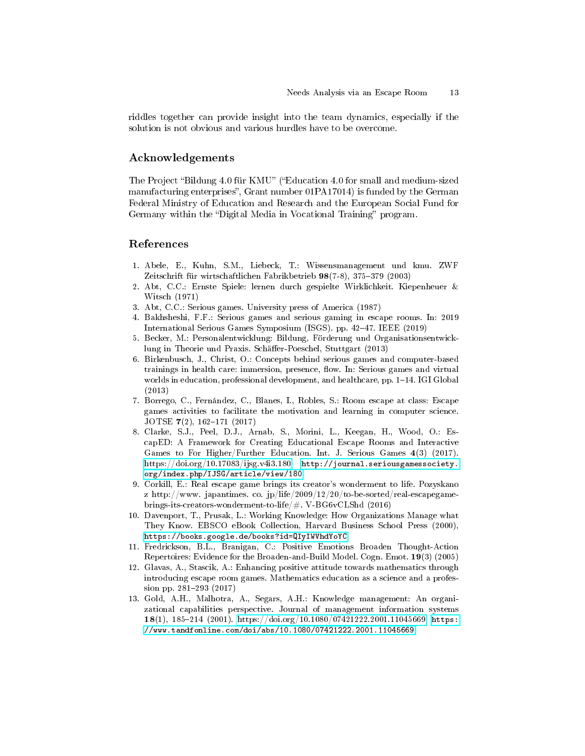riddles together can provide insight into the team dynamics, especially if the solution is not obvious and various hurdles have to be overcome.

## Acknowledgements

The Project "Bildung 4.0 für KMU" ("Education 4.0 for small and medium-sized manufacturing enterprises", Grant number 01PA17014) is funded by the German Federal Ministry of Education and Research and the European Social Fund for Germany within the "Digital Media in Vocational Training" program.

## References

1. Abele, E., Kuhn, S.M., Liebeck, T.: Wissensmanagement und kmu. ZWF Zeitschrift für wirtschaftlichen Fabrikbetrieb **98**(7-8), 375–379 (2003)
2. Abt, C.C.: Ernste Spiele: lernen durch gespielte Wirklichkeit. Kiepenheuer & Witsch (1971)
3. Abt, C.C.: Serious games. University press of America (1987)
4. Bakhsheshi, F.F.: Serious games and serious gaming in escape rooms. In: 2019 International Serious Games Symposium (ISGS). pp. 42–47. IEEE (2019)
5. Becker, M.: Personalentwicklung: Bildung, Förderung und Organisationsentwicklung in Theorie und Praxis. Schäffer-Poeschel, Stuttgart (2013)
6. Birkenbusch, J., Christ, O.: Concepts behind serious games and computer-based trainings in health care: immersion, presence, flow. In: Serious games and virtual worlds in education, professional development, and healthcare, pp. 1–14. IGI Global (2013)
7. Borrego, C., Fernández, C., Blanes, I., Robles, S.: Room escape at class: Escape games activities to facilitate the motivation and learning in computer science. JOTSE **7**(2), 162–171 (2017)
8. Clarke, S.J., Peel, D.J., Arnab, S., Morini, L., Keegan, H., Wood, O.: EscapED: A Framework for Creating Educational Escape Rooms and Interactive Games to For Higher/Further Education. Int. J. Serious Games **4**(3) (2017). https://doi.org/10.17083/ijsg.v4i3.180, `http://journal.seriousgamessociety.org/index.php/IJSG/article/view/180`
9. Corkill, E.: Real escape game brings its creator's wonderment to life. Pozyskano z http://www. japantimes. co. jp/life/2009/12/20/to-be-sorted/real-escapegame-brings-its-creators-wonderment-to-life/#. V-BG6vCLShd (2016)
10. Davenport, T., Prusak, L.: Working Knowledge: How Organizations Manage what They Know. EBSCO eBook Collection, Harvard Business School Press (2000), `https://books.google.de/books?id=QIyIWVhdYoYC`
11. Fredrickson, B.L., Branigan, C.: Positive Emotions Broaden Thought-Action Repertoires: Evidence for the Broaden-and-Build Model. Cogn. Emot. **19**(3) (2005)
12. Glavas, A., Stascik, A.: Enhancing positive attitude towards mathematics through introducing escape room games. Mathematics education as a science and a profession pp. 281–293 (2017)
13. Gold, A.H., Malhotra, A., Segars, A.H.: Knowledge management: An organizational capabilities perspective. Journal of management information systems **18**(1), 185–214 (2001). https://doi.org/10.1080/07421222.2001.11045669, `https://www.tandfonline.com/doi/abs/10.1080/07421222.2001.11045669`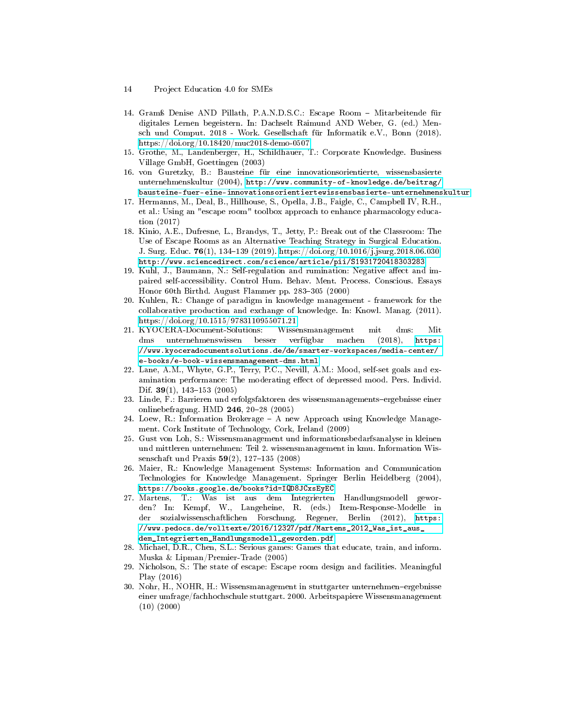14. Gramß Denise AND Pillath, P.A.N.D.S.C.: Escape Room – Mitarbeitende für digitales Lernen begeistern. In: Dachselt Raimund AND Weber, G. (ed.) Mensch und Comput. 2018 - Work. Gesellschaft für Informatik e.V., Bonn (2018). https://doi.org/10.18420/muc2018-demo-0507
15. Grothe, M., Landenberger, H., Schildhauer, T.: Corporate Knowledge. Business Village GmbH, Goettingen (2003)
16. von Guretzky, B.: Bausteine für eine innovationsorientierte, wissensbasierte unternehmenskultur (2004), http://www.community-of-knowledge.de/beitrag/bausteine-fuer-eine-innovationsorientiertewissensbasierte-unternehmenskultur
17. Hermanns, M., Deal, B., Hillhouse, S., Opella, J.B., Faigle, C., Campbell IV, R.H., et al.: Using an "escape room" toolbox approach to enhance pharmacology education (2017)
18. Kinio, A.E., Dufresne, L., Brandys, T., Jetty, P.: Break out of the Classroom: The Use of Escape Rooms as an Alternative Teaching Strategy in Surgical Education. J. Surg. Educ. **76**(1), 134–139 (2019). https://doi.org/10.1016/j.jsurg.2018.06.030 http://www.sciencedirect.com/science/article/pii/S1931720418303283
19. Kuhl, J., Baumann, N.: Self-regulation and rumination: Negative affect and impaired self-accessibility. Control Hum. Behav. Ment. Process. Conscious. Essays Honor 60th Birthd. August Flammer pp. 283–305 (2000)
20. Kuhlen, R.: Change of paradigm in knowledge management - framework for the collaborative production and exchange of knowledge. In: Knowl. Manag. (2011). https://doi.org/10.1515/9783110955071.21
21. KYOCERA-Document-Solutions: Wissensmanagement mit dms: Mit dms unternehmenswissen besser verfügbar machen (2018), https://www.kyoceradocumentsolutions.de/de/smarter-workspaces/media-center/e-books/e-book-wissensmanagement-dms.html
22. Lane, A.M., Whyte, G.P., Terry, P.C., Nevill, A.M.: Mood, self-set goals and examination performance: The moderating effect of depressed mood. Pers. Individ. Dif. **39**(1), 143–153 (2005)
23. Linde, F.: Barrieren und erfolgsfaktoren des wissensmanagements–ergebnisse einer onlinebefragung. HMD **246**, 20–28 (2005)
24. Loew, R.: Information Brokerage – A new Approach using Knowledge Management. Cork Institute of Technology, Cork, Ireland (2009)
25. Gust von Loh, S.: Wissensmanagement und informationsbedarfsanalyse in kleinen und mittleren unternehmen: Teil 2. wissensmanagement in kmu. Information Wissenschaft und Praxis **59**(2), 127–135 (2008)
26. Maier, R.: Knowledge Management Systems: Information and Communication Technologies for Knowledge Management. Springer Berlin Heidelberg (2004), https://books.google.de/books?id=IQD8JCxsEyEC
27. Martens, T.: Was ist aus dem Integrierten Handlungsmodell geworden? In: Kempf, W., Langeheine, R. (eds.) Item-Response-Modelle in der sozialwissenschaftlichen Forschung. Regener, Berlin (2012), https://www.pedocs.de/volltexte/2016/12327/pdf/Martens_2012_Was_ist_aus_dem_Integrierten_Handlungsmodell_geworden.pdf
28. Michael, D.R., Chen, S.L.: Serious games: Games that educate, train, and inform. Muska & Lipman/Premier-Trade (2005)
29. Nicholson, S.: The state of escape: Escape room design and facilities. Meaningful Play (2016)
30. Nohr, H., NOHR, H.: Wissensmanagement in stuttgarter unternehmen–ergebnisse einer umfrage/fachhochschule stuttgart. 2000. Arbeitspapiere Wissensmanagement (10) (2000)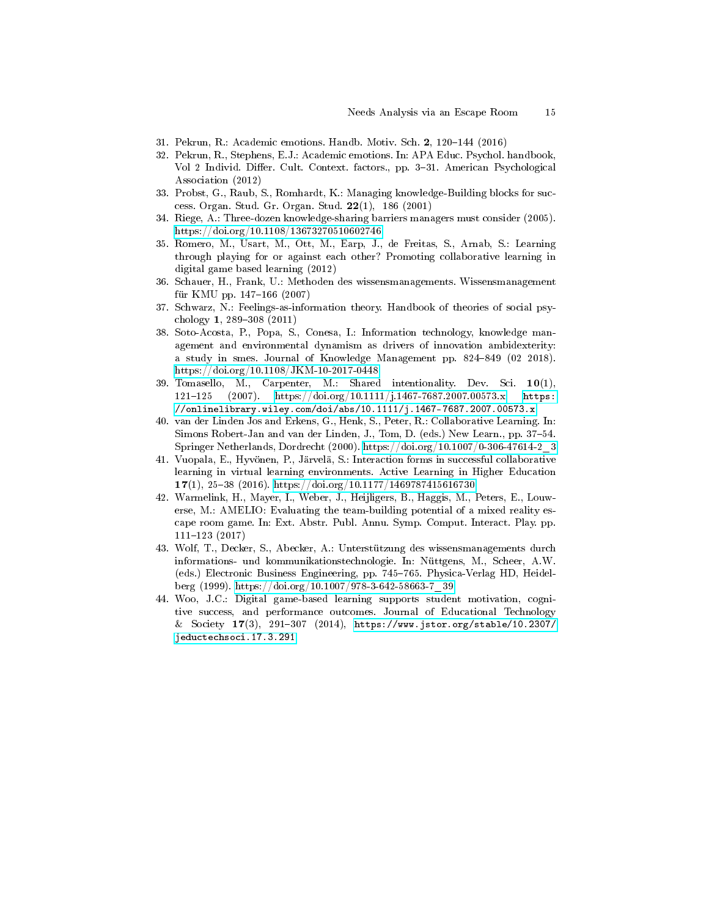31. Pekrun, R.: Academic emotions. Handb. Motiv. Sch. **2**, 120–144 (2016)
32. Pekrun, R., Stephens, E.J.: Academic emotions. In: APA Educ. Psychol. handbook, Vol 2 Individ. Differ. Cult. Context. factors., pp. 3–31. American Psychological Association (2012)
33. Probst, G., Raub, S., Romhardt, K.: Managing knowledge-Building blocks for success. Organ. Stud. Gr. Organ. Stud. **22**(1), 186 (2001)
34. Riege, A.: Three-dozen knowledge-sharing barriers managers must consider (2005). https://doi.org/10.1108/13673270510602746
35. Romero, M., Usart, M., Ott, M., Earp, J., de Freitas, S., Arnab, S.: Learning through playing for or against each other? Promoting collaborative learning in digital game based learning (2012)
36. Schauer, H., Frank, U.: Methoden des wissensmanagements. Wissensmanagement für KMU pp. 147–166 (2007)
37. Schwarz, N.: Feelings-as-information theory. Handbook of theories of social psychology **1**, 289–308 (2011)
38. Soto-Acosta, P., Popa, S., Conesa, I.: Information technology, knowledge management and environmental dynamism as drivers of innovation ambidexterity: a study in smes. Journal of Knowledge Management pp. 824–849 (02 2018). https://doi.org/10.1108/JKM-10-2017-0448
39. Tomasello, M., Carpenter, M.: Shared intentionality. Dev. Sci. **10**(1), 121–125 (2007). https://doi.org/10.1111/j.1467-7687.2007.00573.x, https://onlinelibrary.wiley.com/doi/abs/10.1111/j.1467-7687.2007.00573.x
40. van der Linden Jos and Erkens, G., Henk, S., Peter, R.: Collaborative Learning. In: Simons Robert-Jan and van der Linden, J., Tom, D. (eds.) New Learn., pp. 37–54. Springer Netherlands, Dordrecht (2000). https://doi.org/10.1007/0-306-47614-2_3
41. Vuopala, E., Hyvönen, P., Järvelä, S.: Interaction forms in successful collaborative learning in virtual learning environments. Active Learning in Higher Education **17**(1), 25–38 (2016). https://doi.org/10.1177/1469787415616730
42. Warmelink, H., Mayer, I., Weber, J., Heijligers, B., Haggis, M., Peters, E., Louwerse, M.: AMELIO: Evaluating the team-building potential of a mixed reality escape room game. In: Ext. Abstr. Publ. Annu. Symp. Comput. Interact. Play. pp. 111–123 (2017)
43. Wolf, T., Decker, S., Abecker, A.: Unterstützung des wissensmanagements durch informations- und kommunikationstechnologie. In: Nüttgens, M., Scheer, A.W. (eds.) Electronic Business Engineering, pp. 745–765. Physica-Verlag HD, Heidelberg (1999). https://doi.org/10.1007/978-3-642-58663-7_39
44. Woo, J.C.: Digital game-based learning supports student motivation, cognitive success, and performance outcomes. Journal of Educational Technology & Society **17**(3), 291–307 (2014), https://www.jstor.org/stable/10.2307/jeductechsoci.17.3.291